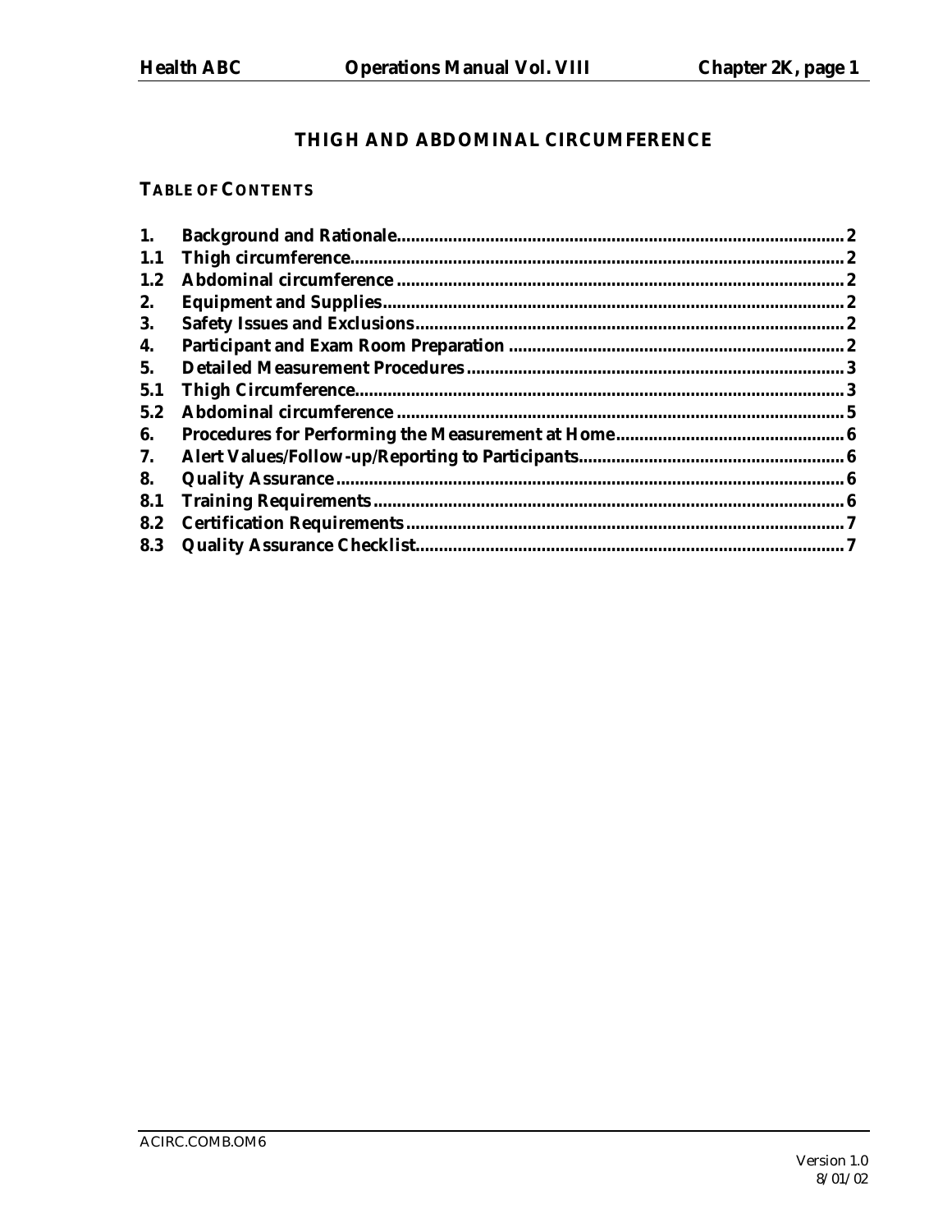# THIGH AND ABDOMINAL CIRCUMFERENCE

## TABLE OF CONTENTS

| | | |
|---|---|---|
| 1. | Background and Rationale | 2 |
| 1.1 | Thigh circumference | 2 |
| 1.2 | Abdominal circumference | 2 |
| 2. | Equipment and Supplies | 2 |
| 3. | Safety Issues and Exclusions | 2 |
| 4. | Participant and Exam Room Preparation | 2 |
| 5. | Detailed Measurement Procedures | 3 |
| 5.1 | Thigh Circumference | 3 |
| 5.2 | Abdominal circumference | 5 |
| 6. | Procedures for Performing the Measurement at Home | 6 |
| 7. | Alert Values/Follow-up/Reporting to Participants | 6 |
| 8. | Quality Assurance | 6 |
| 8.1 | Training Requirements | 6 |
| 8.2 | Certification Requirements | 7 |
| 8.3 | Quality Assurance Checklist | 7 |

ACIRC.COMB.OM6

Version 1.0
8/01/02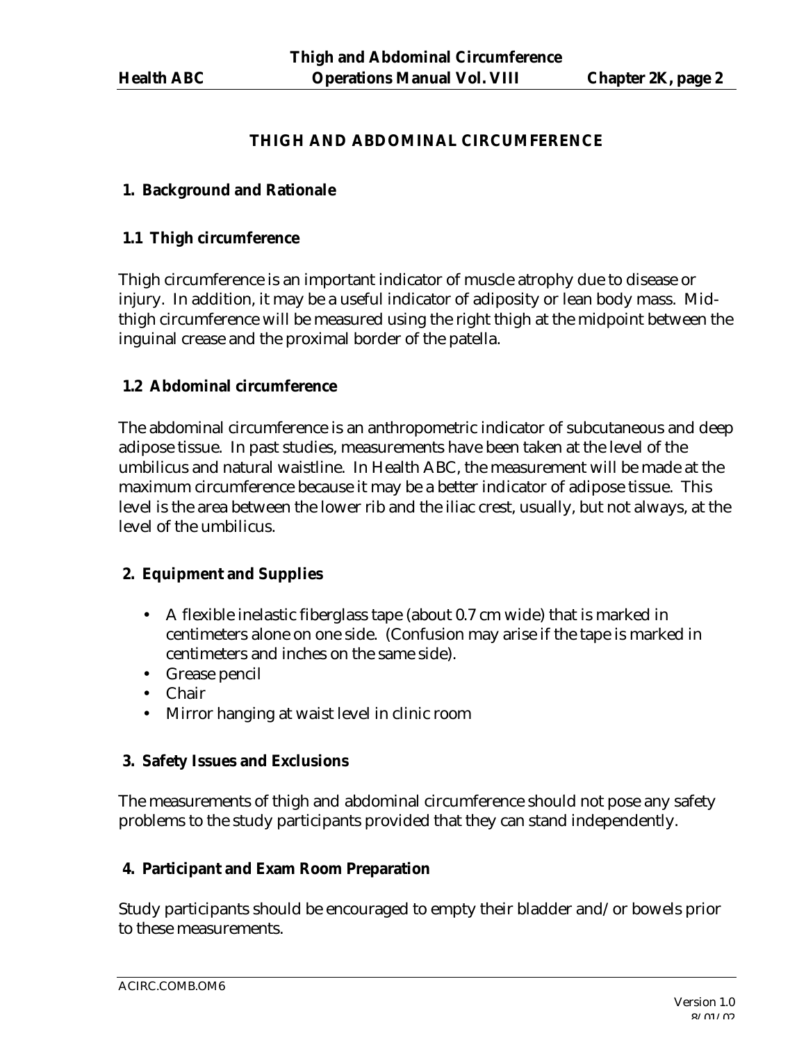# THIGH AND ABDOMINAL CIRCUMFERENCE

## 1. Background and Rationale

### 1.1 Thigh circumference

Thigh circumference is an important indicator of muscle atrophy due to disease or injury. In addition, it may be a useful indicator of adiposity or lean body mass. Mid-thigh circumference will be measured using the right thigh at the midpoint between the inguinal crease and the proximal border of the patella.

### 1.2 Abdominal circumference

The abdominal circumference is an anthropometric indicator of subcutaneous and deep adipose tissue. In past studies, measurements have been taken at the level of the umbilicus and natural waistline. In Health ABC, the measurement will be made at the maximum circumference because it may be a better indicator of adipose tissue. This level is the area between the lower rib and the iliac crest, usually, but not always, at the level of the umbilicus.

## 2. Equipment and Supplies

- A flexible inelastic fiberglass tape (about 0.7 cm wide) that is marked in centimeters alone on one side. (Confusion may arise if the tape is marked in centimeters and inches on the same side).
- Grease pencil
- Chair
- Mirror hanging at waist level in clinic room

## 3. Safety Issues and Exclusions

The measurements of thigh and abdominal circumference should not pose any safety problems to the study participants provided that they can stand independently.

## 4. Participant and Exam Room Preparation

Study participants should be encouraged to empty their bladder and/or bowels prior to these measurements.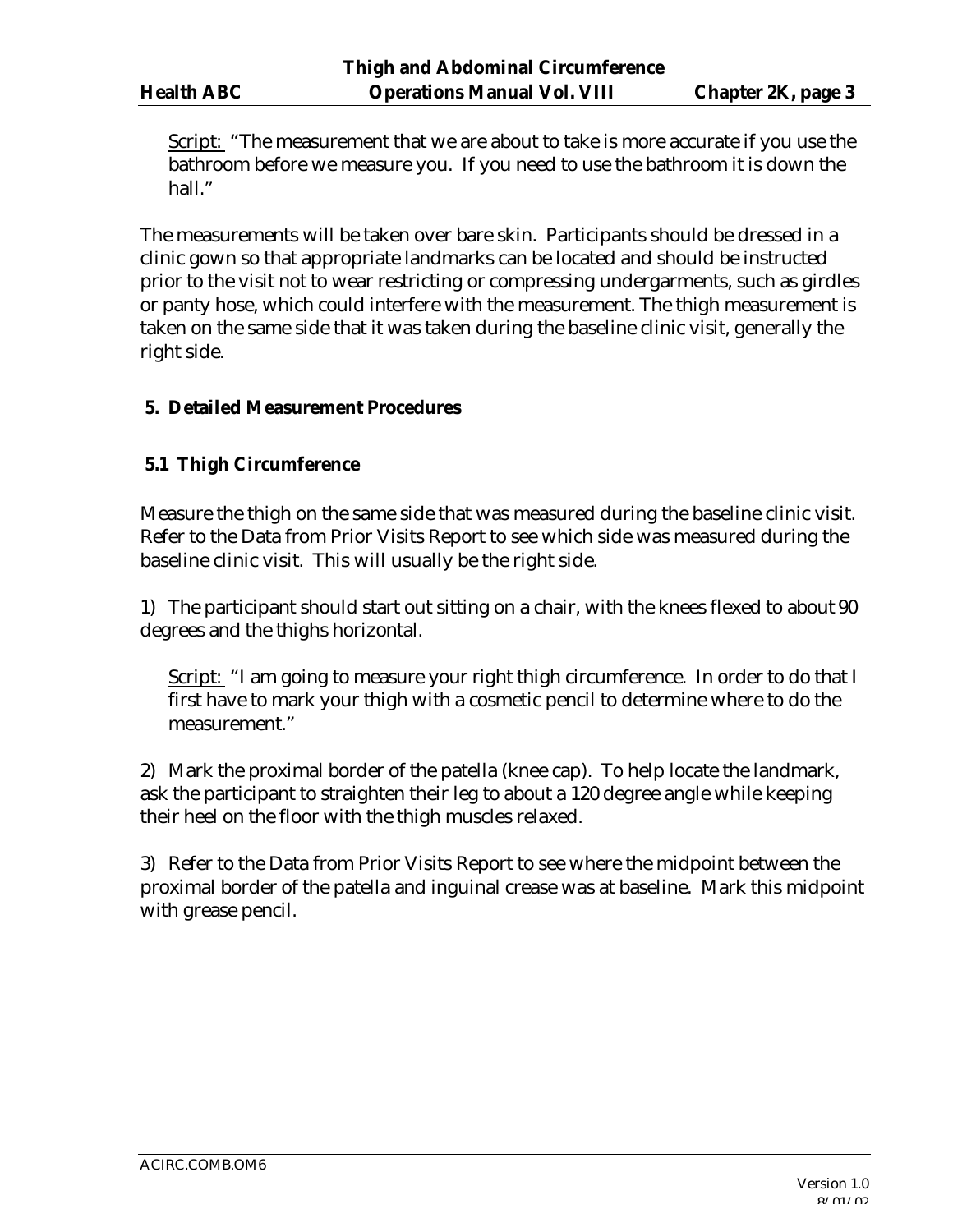Script: "The measurement that we are about to take is more accurate if you use the bathroom before we measure you. If you need to use the bathroom it is down the hall."

The measurements will be taken over bare skin. Participants should be dressed in a clinic gown so that appropriate landmarks can be located and should be instructed prior to the visit not to wear restricting or compressing undergarments, such as girdles or panty hose, which could interfere with the measurement. The thigh measurement is taken on the same side that it was taken during the baseline clinic visit, generally the right side.

## 5. Detailed Measurement Procedures

### 5.1 Thigh Circumference

Measure the thigh on the same side that was measured during the baseline clinic visit. Refer to the Data from Prior Visits Report to see which side was measured during the baseline clinic visit. This will usually be the right side.

1) The participant should start out sitting on a chair, with the knees flexed to about 90 degrees and the thighs horizontal.

Script: "I am going to measure your right thigh circumference. In order to do that I first have to mark your thigh with a cosmetic pencil to determine where to do the measurement."

2) Mark the proximal border of the patella (knee cap). To help locate the landmark, ask the participant to straighten their leg to about a 120 degree angle while keeping their heel on the floor with the thigh muscles relaxed.

3) Refer to the Data from Prior Visits Report to see where the midpoint between the proximal border of the patella and inguinal crease was at baseline. Mark this midpoint with grease pencil.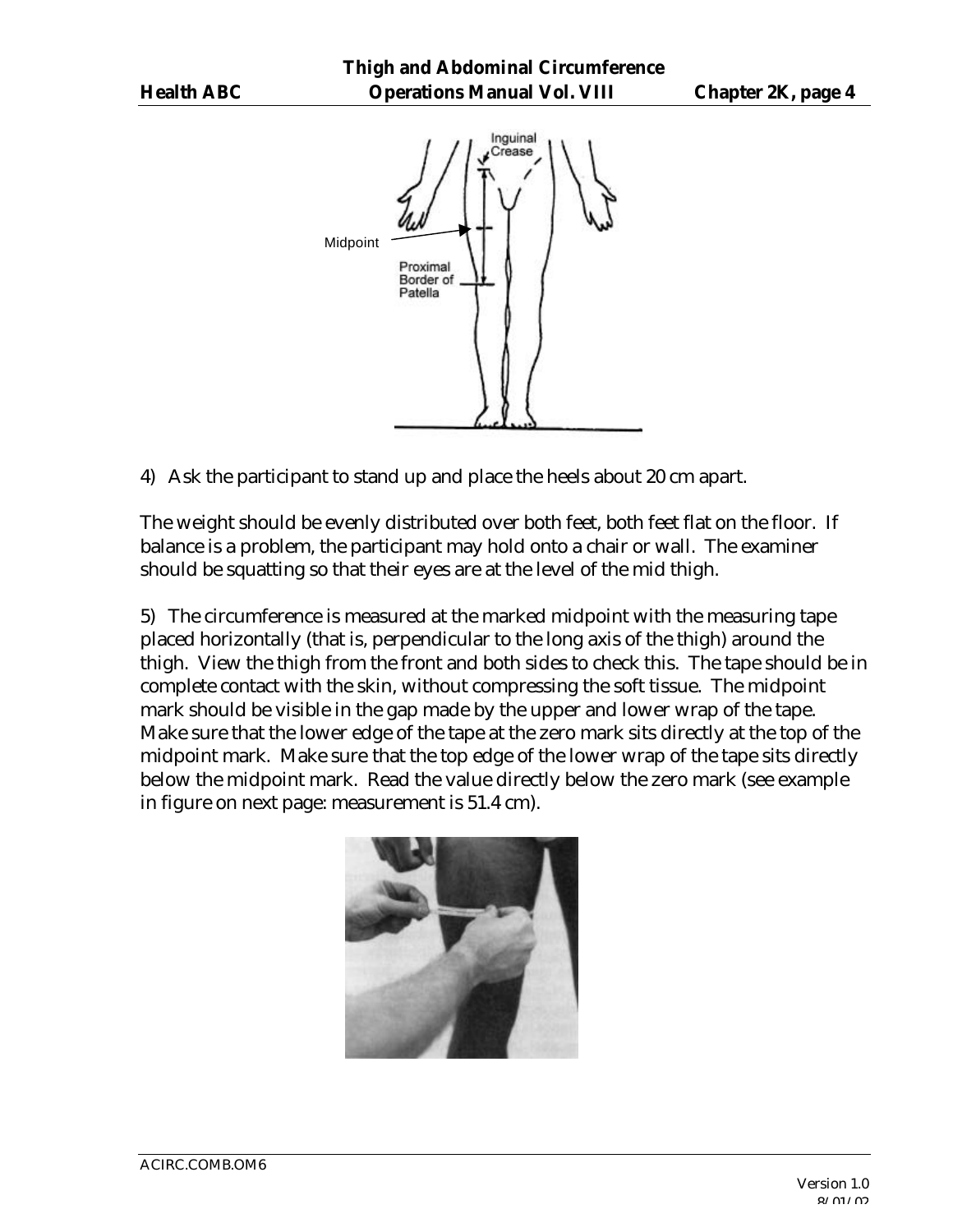4) Ask the participant to stand up and place the heels about 20 cm apart.

The weight should be evenly distributed over both feet, both feet flat on the floor. If balance is a problem, the participant may hold onto a chair or wall. The examiner should be squatting so that their eyes are at the level of the mid thigh.

5) The circumference is measured at the marked midpoint with the measuring tape placed horizontally (that is, perpendicular to the long axis of the thigh) around the thigh. View the thigh from the front and both sides to check this. The tape should be in complete contact with the skin, without compressing the soft tissue. The midpoint mark should be visible in the gap made by the upper and lower wrap of the tape. Make sure that the lower edge of the tape at the zero mark sits directly at the top of the midpoint mark. Make sure that the top edge of the lower wrap of the tape sits directly below the midpoint mark. Read the value directly below the zero mark (see example in figure on next page: measurement is 51.4 cm).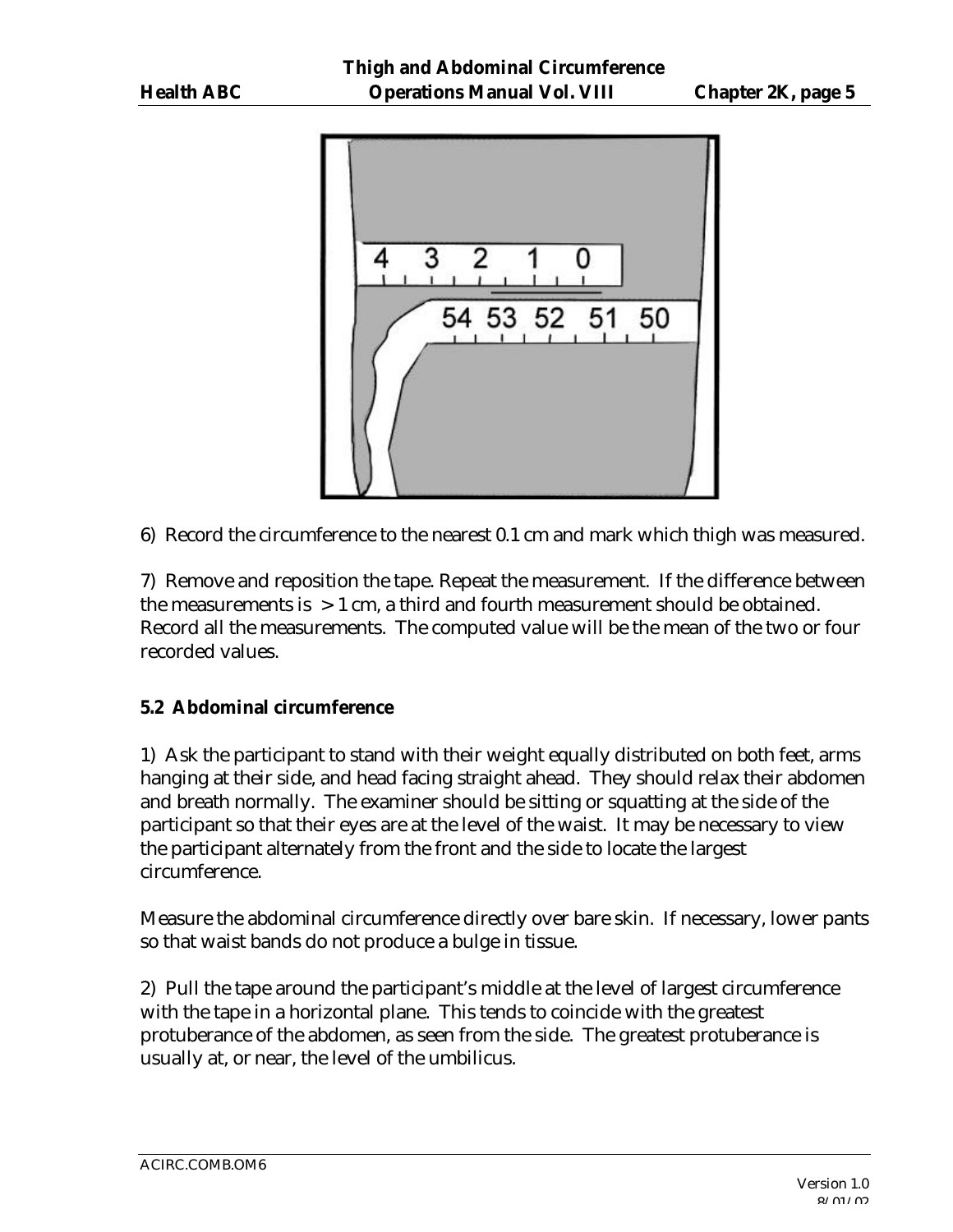6) Record the circumference to the nearest 0.1 cm and mark which thigh was measured.

7) Remove and reposition the tape. Repeat the measurement. If the difference between the measurements is > 1 cm, a third and fourth measurement should be obtained. Record all the measurements. The computed value will be the mean of the two or four recorded values.

**5.2 Abdominal circumference**

1) Ask the participant to stand with their weight equally distributed on both feet, arms hanging at their side, and head facing straight ahead. They should relax their abdomen and breath normally. The examiner should be sitting or squatting at the side of the participant so that their eyes are at the level of the waist. It may be necessary to view the participant alternately from the front and the side to locate the largest circumference.

Measure the abdominal circumference directly over bare skin. If necessary, lower pants so that waist bands do not produce a bulge in tissue.

2) Pull the tape around the participant's middle at the level of largest circumference with the tape in a horizontal plane. This tends to coincide with the greatest protuberance of the abdomen, as seen from the side. The greatest protuberance is usually at, or near, the level of the umbilicus.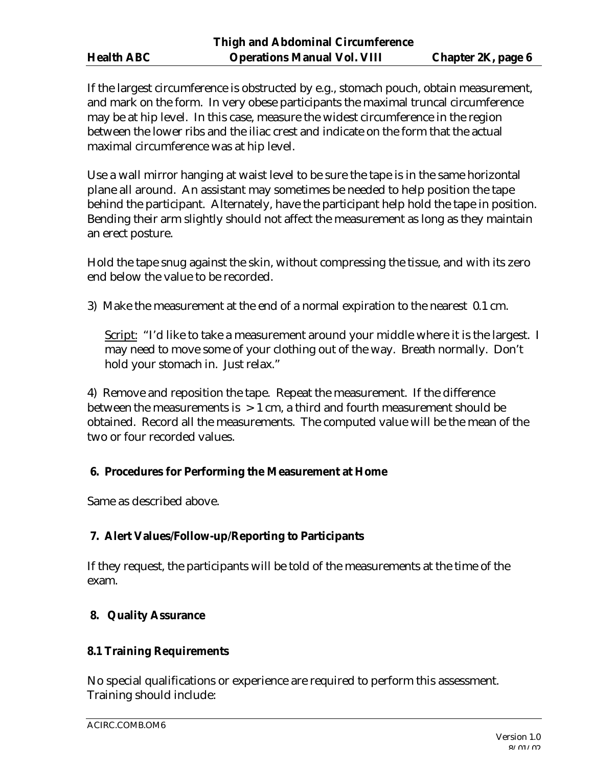If the largest circumference is obstructed by e.g., stomach pouch, obtain measurement, and mark on the form. In very obese participants the maximal truncal circumference may be at hip level. In this case, measure the widest circumference in the region between the lower ribs and the iliac crest and indicate on the form that the actual maximal circumference was at hip level.

Use a wall mirror hanging at waist level to be sure the tape is in the same horizontal plane all around. An assistant may sometimes be needed to help position the tape behind the participant. Alternately, have the participant help hold the tape in position. Bending their arm slightly should not affect the measurement as long as they maintain an erect posture.

Hold the tape snug against the skin, without compressing the tissue, and with its zero end below the value to be recorded.

3) Make the measurement at the end of a normal expiration to the nearest 0.1 cm.

Script: "I'd like to take a measurement around your middle where it is the largest. I may need to move some of your clothing out of the way. Breath normally. Don't hold your stomach in. Just relax."

4) Remove and reposition the tape. Repeat the measurement. If the difference between the measurements is > 1 cm, a third and fourth measurement should be obtained. Record all the measurements. The computed value will be the mean of the two or four recorded values.

## 6. Procedures for Performing the Measurement at Home

Same as described above.

## 7. Alert Values/Follow-up/Reporting to Participants

If they request, the participants will be told of the measurements at the time of the exam.

## 8. Quality Assurance

### 8.1 Training Requirements

No special qualifications or experience are required to perform this assessment. Training should include: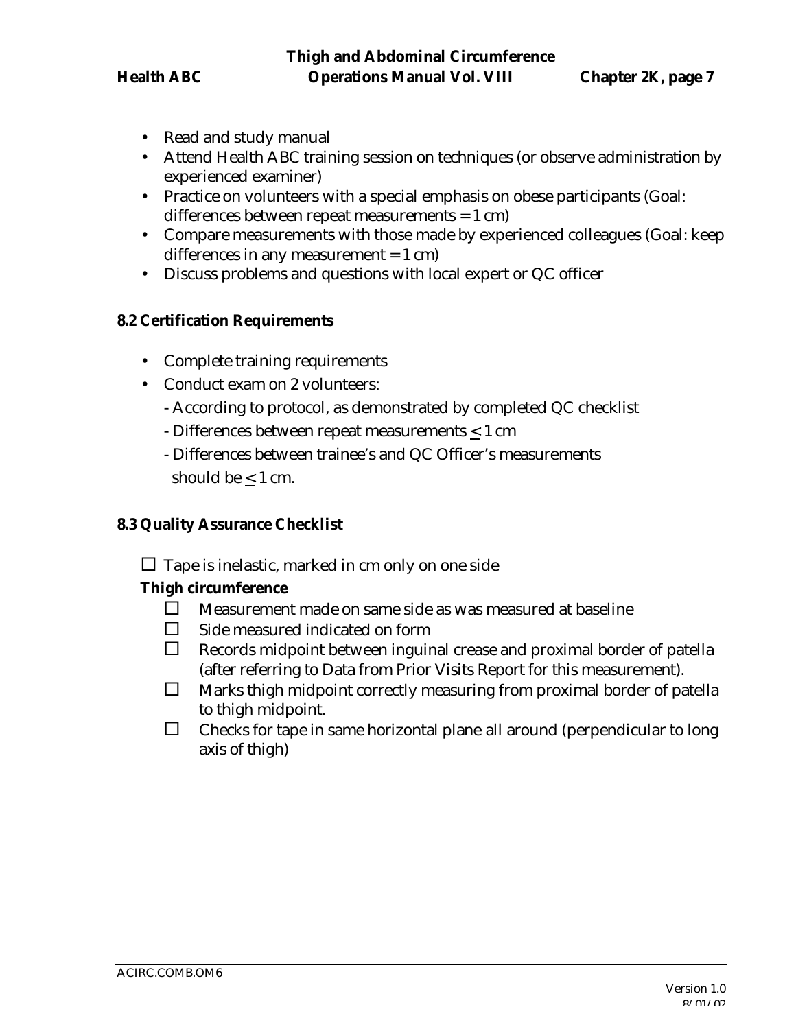- Read and study manual
- Attend Health ABC training session on techniques (or observe administration by experienced examiner)
- Practice on volunteers with a special emphasis on obese participants (Goal: differences between repeat measurements = 1 cm)
- Compare measurements with those made by experienced colleagues (Goal: keep differences in any measurement = 1 cm)
- Discuss problems and questions with local expert or QC officer

**8.2 Certification Requirements**

- Complete training requirements
- Conduct exam on 2 volunteers:
  - According to protocol, as demonstrated by completed QC checklist
  - Differences between repeat measurements $\leq$ 1 cm
  - Differences between trainee's and QC Officer's measurements should be $\leq$ 1 cm.

**8.3 Quality Assurance Checklist**

☐ Tape is inelastic, marked in cm only on one side

**Thigh circumference**

- ☐ Measurement made on same side as was measured at baseline
- ☐ Side measured indicated on form
- ☐ Records midpoint between inguinal crease and proximal border of patella (after referring to Data from Prior Visits Report for this measurement).
- ☐ Marks thigh midpoint correctly measuring from proximal border of patella to thigh midpoint.
- ☐ Checks for tape in same horizontal plane all around (perpendicular to long axis of thigh)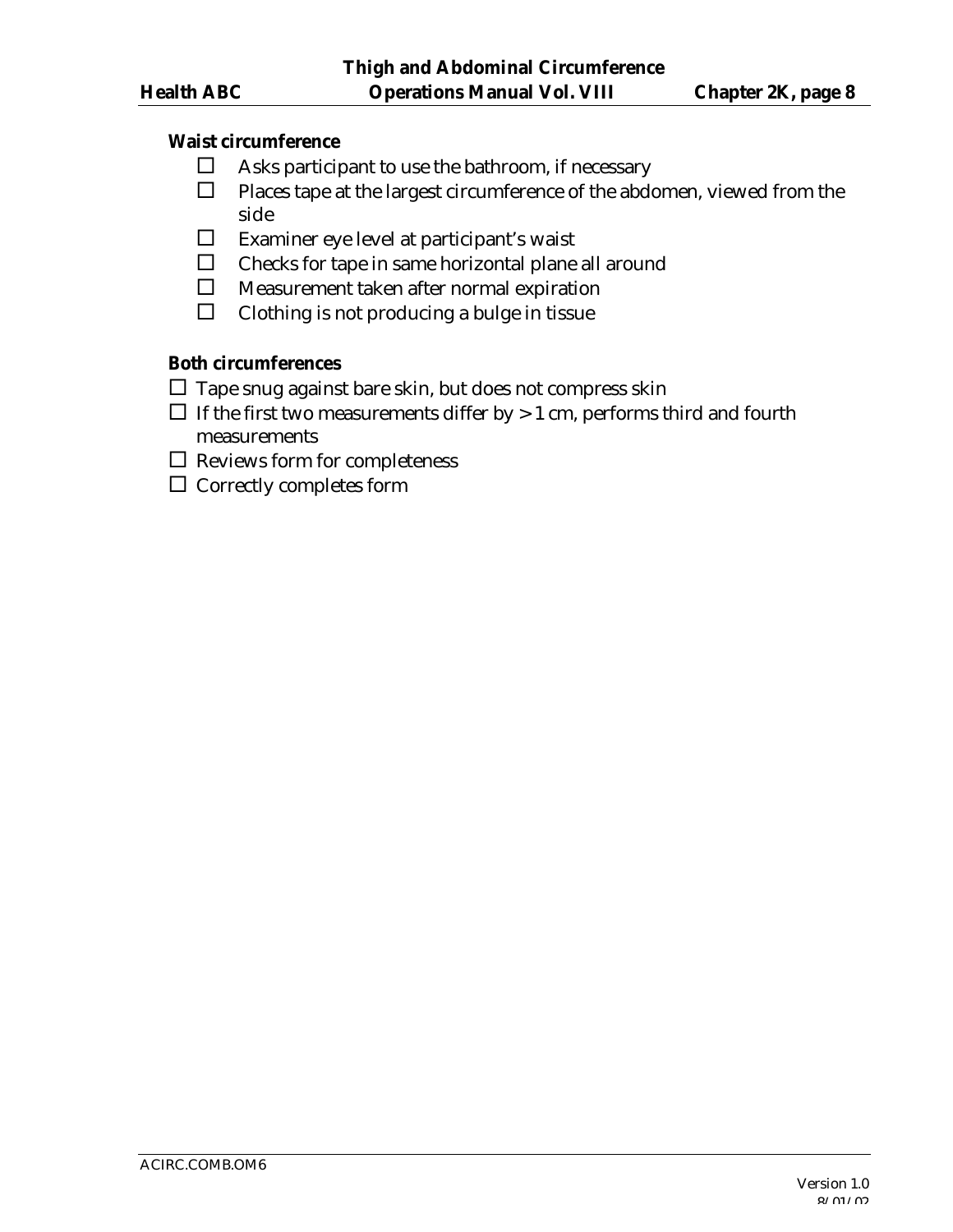**Waist circumference**

- ☐ Asks participant to use the bathroom, if necessary
- ☐ Places tape at the largest circumference of the abdomen, viewed from the side
- ☐ Examiner eye level at participant's waist
- ☐ Checks for tape in same horizontal plane all around
- ☐ Measurement taken after normal expiration
- ☐ Clothing is not producing a bulge in tissue

**Both circumferences**

- ☐ Tape snug against bare skin, but does not compress skin
- ☐ If the first two measurements differ by > 1 cm, performs third and fourth measurements
- ☐ Reviews form for completeness
- ☐ Correctly completes form